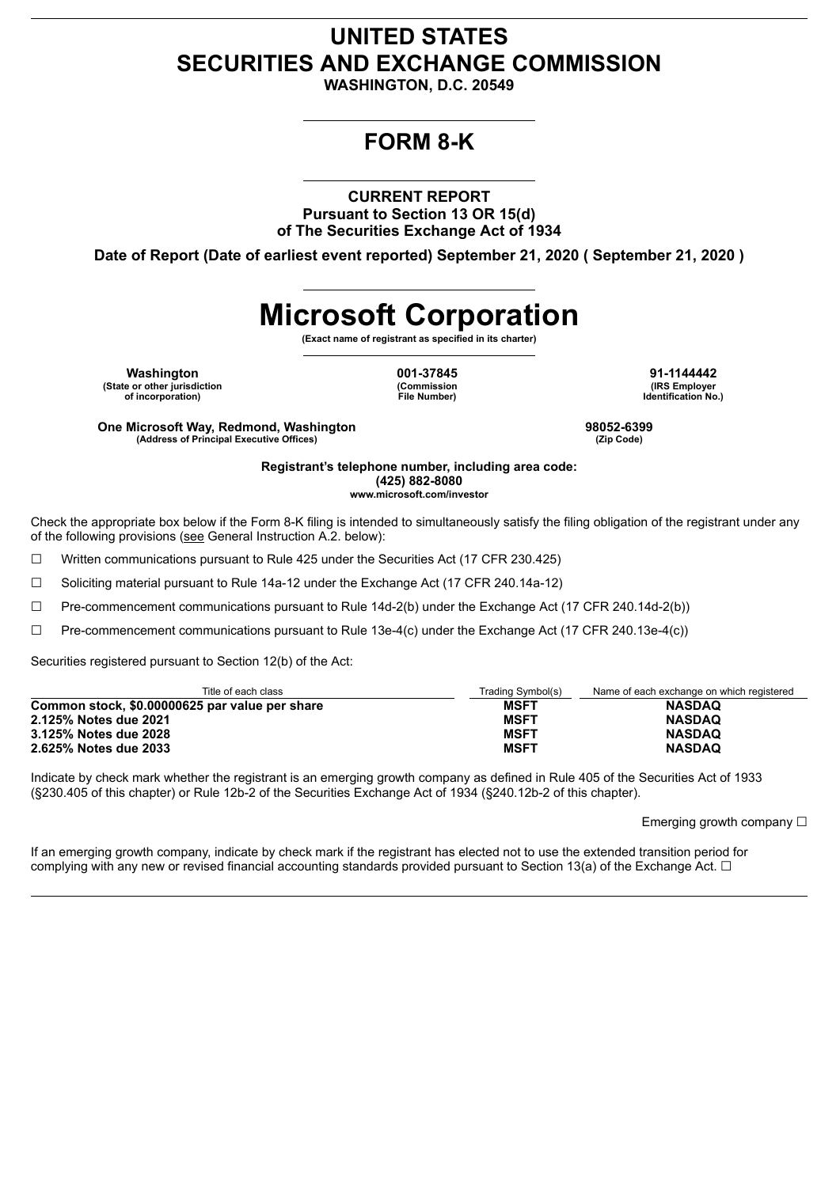# UNITED STATES
# SECURITIES AND EXCHANGE COMMISSION

**WASHINGTON, D.C. 20549**

## FORM 8-K

**CURRENT REPORT**
**Pursuant to Section 13 OR 15(d)**
**of The Securities Exchange Act of 1934**

**Date of Report (Date of earliest event reported) September 21, 2020 ( September 21, 2020 )**

# Microsoft Corporation

**(Exact name of registrant as specified in its charter)**

| Washington | 001-37845 | 91-1144442 |
|---|---|---|
| (State or other jurisdiction of incorporation) | (Commission File Number) | (IRS Employer Identification No.) |

| One Microsoft Way, Redmond, Washington | 98052-6399 |
|---|---|
| (Address of Principal Executive Offices) | (Zip Code) |

**Registrant's telephone number, including area code:**
**(425) 882-8080**
**www.microsoft.com/investor**

Check the appropriate box below if the Form 8-K filing is intended to simultaneously satisfy the filing obligation of the registrant under any of the following provisions (see General Instruction A.2. below):

☐ Written communications pursuant to Rule 425 under the Securities Act (17 CFR 230.425)

☐ Soliciting material pursuant to Rule 14a-12 under the Exchange Act (17 CFR 240.14a-12)

☐ Pre-commencement communications pursuant to Rule 14d-2(b) under the Exchange Act (17 CFR 240.14d-2(b))

☐ Pre-commencement communications pursuant to Rule 13e-4(c) under the Exchange Act (17 CFR 240.13e-4(c))

Securities registered pursuant to Section 12(b) of the Act:

| Title of each class | Trading Symbol(s) | Name of each exchange on which registered |
|---|---|---|
| **Common stock, $0.00000625 par value per share** | **MSFT** | **NASDAQ** |
| **2.125% Notes due 2021** | **MSFT** | **NASDAQ** |
| **3.125% Notes due 2028** | **MSFT** | **NASDAQ** |
| **2.625% Notes due 2033** | **MSFT** | **NASDAQ** |

Indicate by check mark whether the registrant is an emerging growth company as defined in Rule 405 of the Securities Act of 1933 (§230.405 of this chapter) or Rule 12b-2 of the Securities Exchange Act of 1934 (§240.12b-2 of this chapter).

Emerging growth company ☐

If an emerging growth company, indicate by check mark if the registrant has elected not to use the extended transition period for complying with any new or revised financial accounting standards provided pursuant to Section 13(a) of the Exchange Act. ☐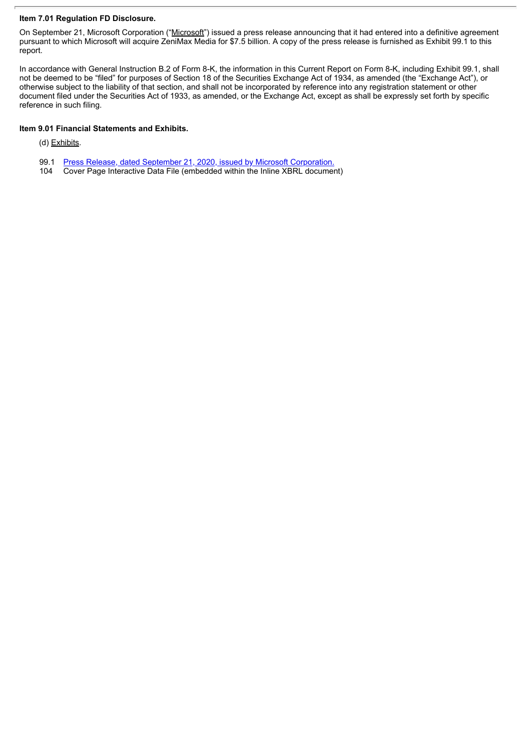**Item 7.01 Regulation FD Disclosure.**

On September 21, Microsoft Corporation ("Microsoft") issued a press release announcing that it had entered into a definitive agreement pursuant to which Microsoft will acquire ZeniMax Media for $7.5 billion. A copy of the press release is furnished as Exhibit 99.1 to this report.

In accordance with General Instruction B.2 of Form 8-K, the information in this Current Report on Form 8-K, including Exhibit 99.1, shall not be deemed to be "filed" for purposes of Section 18 of the Securities Exchange Act of 1934, as amended (the "Exchange Act"), or otherwise subject to the liability of that section, and shall not be incorporated by reference into any registration statement or other document filed under the Securities Act of 1933, as amended, or the Exchange Act, except as shall be expressly set forth by specific reference in such filing.

**Item 9.01 Financial Statements and Exhibits.**

(d) Exhibits.

99.1 Press Release, dated September 21, 2020, issued by Microsoft Corporation.
104 Cover Page Interactive Data File (embedded within the Inline XBRL document)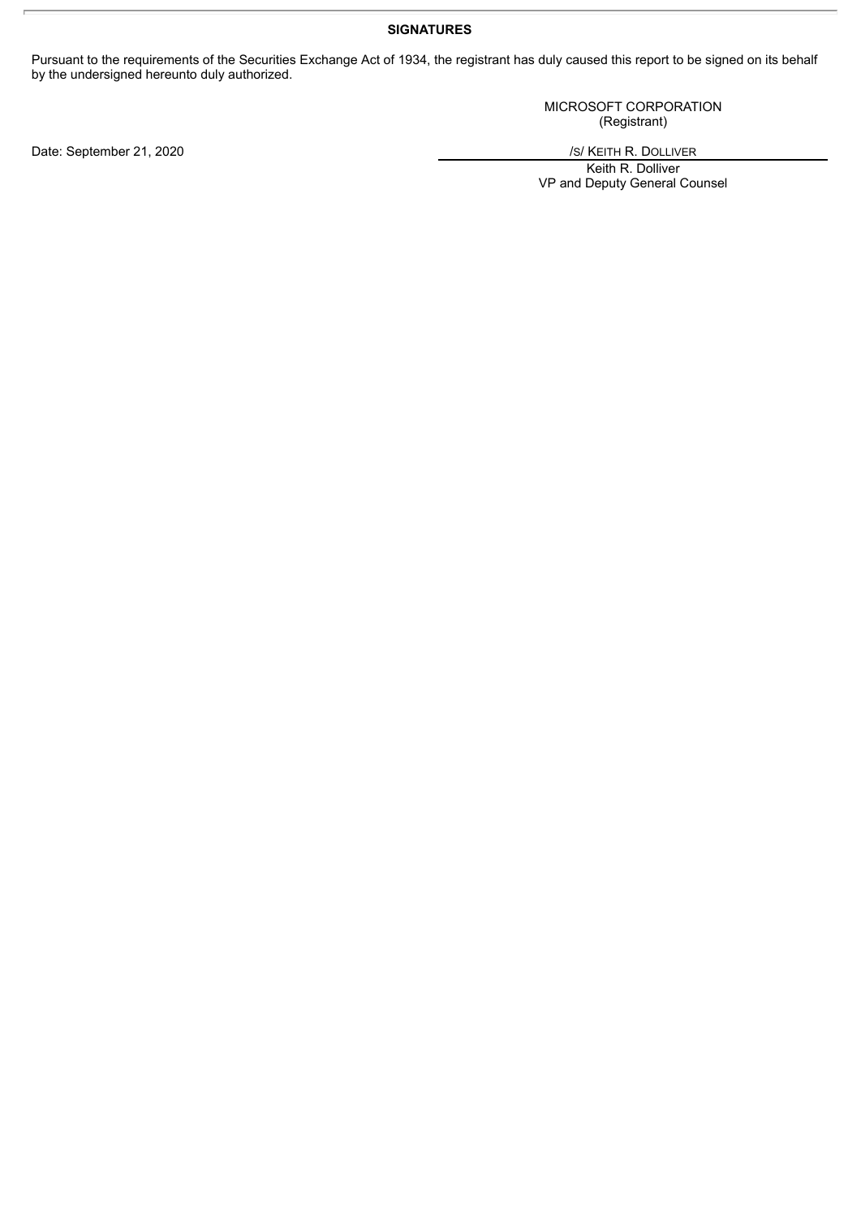**SIGNATURES**

Pursuant to the requirements of the Securities Exchange Act of 1934, the registrant has duly caused this report to be signed on its behalf by the undersigned hereunto duly authorized.

MICROSOFT CORPORATION
(Registrant)

Date: September 21, 2020

/S/ KEITH R. DOLLIVER

Keith R. Dolliver
VP and Deputy General Counsel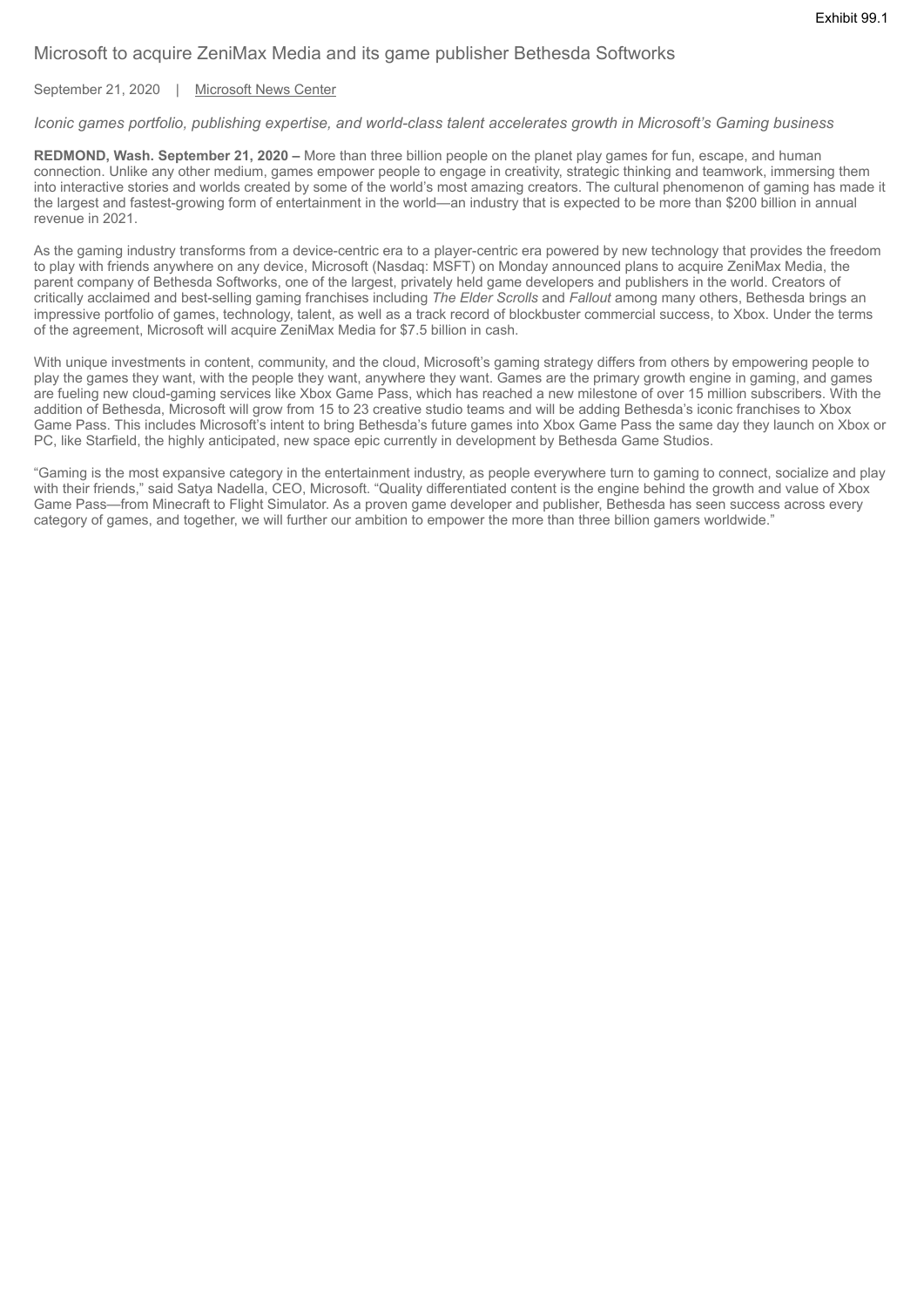Exhibit 99.1

# Microsoft to acquire ZeniMax Media and its game publisher Bethesda Softworks

September 21, 2020 | Microsoft News Center

*Iconic games portfolio, publishing expertise, and world-class talent accelerates growth in Microsoft's Gaming business*

**REDMOND, Wash. September 21, 2020 –** More than three billion people on the planet play games for fun, escape, and human connection. Unlike any other medium, games empower people to engage in creativity, strategic thinking and teamwork, immersing them into interactive stories and worlds created by some of the world's most amazing creators. The cultural phenomenon of gaming has made it the largest and fastest-growing form of entertainment in the world—an industry that is expected to be more than $200 billion in annual revenue in 2021.

As the gaming industry transforms from a device-centric era to a player-centric era powered by new technology that provides the freedom to play with friends anywhere on any device, Microsoft (Nasdaq: MSFT) on Monday announced plans to acquire ZeniMax Media, the parent company of Bethesda Softworks, one of the largest, privately held game developers and publishers in the world. Creators of critically acclaimed and best-selling gaming franchises including *The Elder Scrolls* and *Fallout* among many others, Bethesda brings an impressive portfolio of games, technology, talent, as well as a track record of blockbuster commercial success, to Xbox. Under the terms of the agreement, Microsoft will acquire ZeniMax Media for $7.5 billion in cash.

With unique investments in content, community, and the cloud, Microsoft's gaming strategy differs from others by empowering people to play the games they want, with the people they want, anywhere they want. Games are the primary growth engine in gaming, and games are fueling new cloud-gaming services like Xbox Game Pass, which has reached a new milestone of over 15 million subscribers. With the addition of Bethesda, Microsoft will grow from 15 to 23 creative studio teams and will be adding Bethesda's iconic franchises to Xbox Game Pass. This includes Microsoft's intent to bring Bethesda's future games into Xbox Game Pass the same day they launch on Xbox or PC, like Starfield, the highly anticipated, new space epic currently in development by Bethesda Game Studios.

"Gaming is the most expansive category in the entertainment industry, as people everywhere turn to gaming to connect, socialize and play with their friends," said Satya Nadella, CEO, Microsoft. "Quality differentiated content is the engine behind the growth and value of Xbox Game Pass—from Minecraft to Flight Simulator. As a proven game developer and publisher, Bethesda has seen success across every category of games, and together, we will further our ambition to empower the more than three billion gamers worldwide."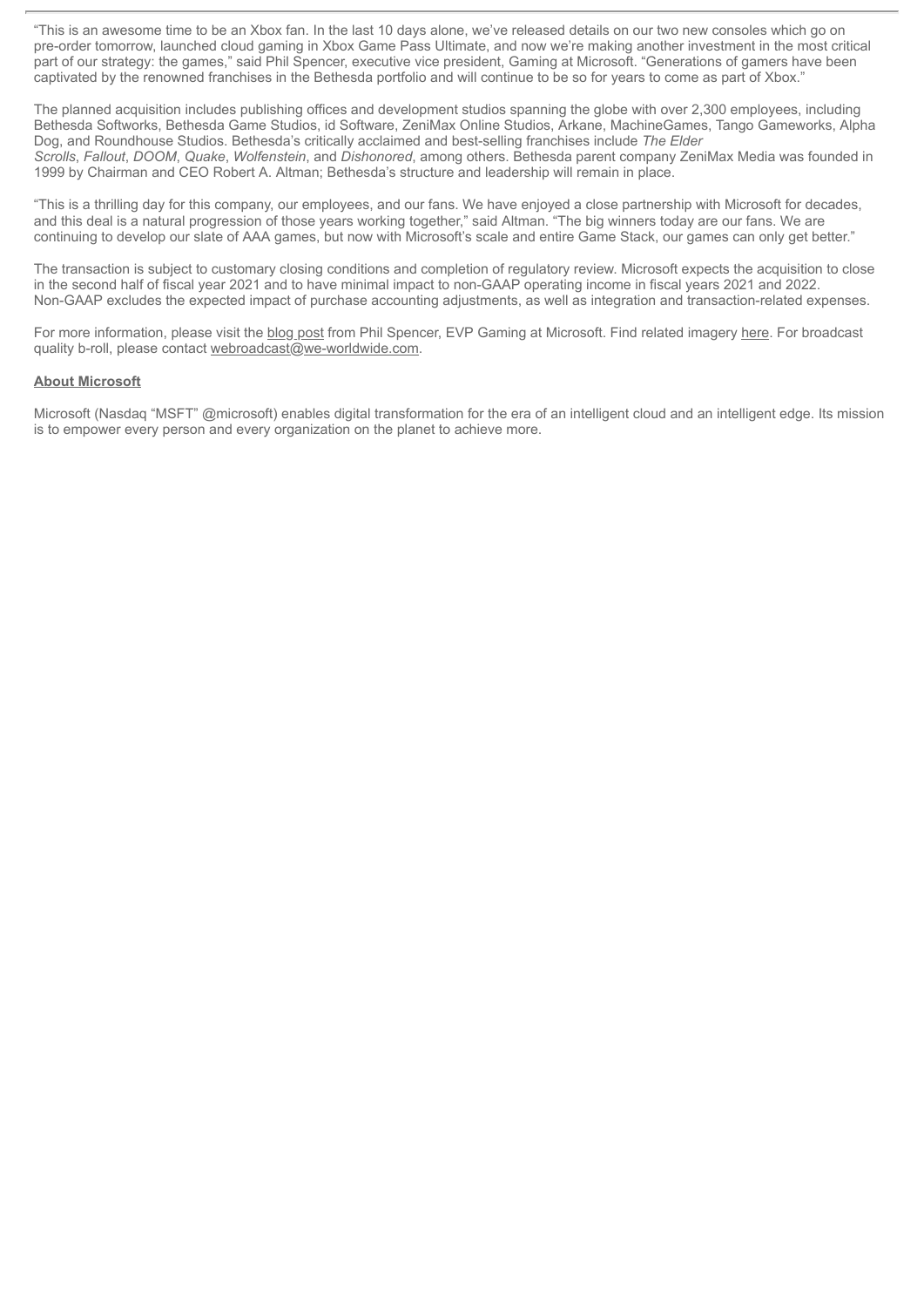"This is an awesome time to be an Xbox fan. In the last 10 days alone, we've released details on our two new consoles which go on pre-order tomorrow, launched cloud gaming in Xbox Game Pass Ultimate, and now we're making another investment in the most critical part of our strategy: the games," said Phil Spencer, executive vice president, Gaming at Microsoft. "Generations of gamers have been captivated by the renowned franchises in the Bethesda portfolio and will continue to be so for years to come as part of Xbox."

The planned acquisition includes publishing offices and development studios spanning the globe with over 2,300 employees, including Bethesda Softworks, Bethesda Game Studios, id Software, ZeniMax Online Studios, Arkane, MachineGames, Tango Gameworks, Alpha Dog, and Roundhouse Studios. Bethesda's critically acclaimed and best-selling franchises include *The Elder Scrolls*, *Fallout*, *DOOM*, *Quake*, *Wolfenstein*, and *Dishonored*, among others. Bethesda parent company ZeniMax Media was founded in 1999 by Chairman and CEO Robert A. Altman; Bethesda's structure and leadership will remain in place.

"This is a thrilling day for this company, our employees, and our fans. We have enjoyed a close partnership with Microsoft for decades, and this deal is a natural progression of those years working together," said Altman. "The big winners today are our fans. We are continuing to develop our slate of AAA games, but now with Microsoft's scale and entire Game Stack, our games can only get better."

The transaction is subject to customary closing conditions and completion of regulatory review. Microsoft expects the acquisition to close in the second half of fiscal year 2021 and to have minimal impact to non-GAAP operating income in fiscal years 2021 and 2022. Non-GAAP excludes the expected impact of purchase accounting adjustments, as well as integration and transaction-related expenses.

For more information, please visit the blog post from Phil Spencer, EVP Gaming at Microsoft. Find related imagery here. For broadcast quality b-roll, please contact webroadcast@we-worldwide.com.

**About Microsoft**

Microsoft (Nasdaq "MSFT" @microsoft) enables digital transformation for the era of an intelligent cloud and an intelligent edge. Its mission is to empower every person and every organization on the planet to achieve more.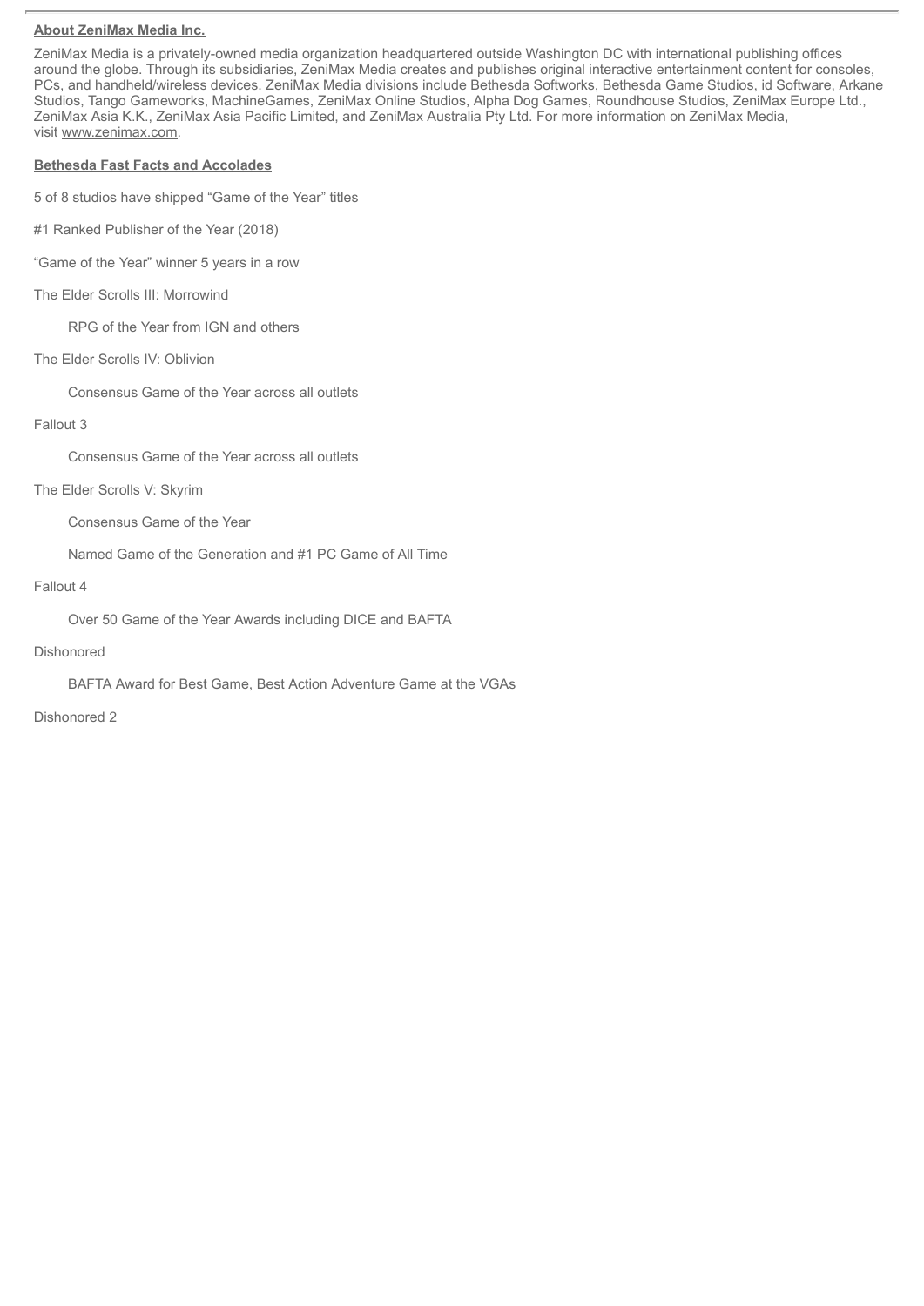**About ZeniMax Media Inc.**

ZeniMax Media is a privately-owned media organization headquartered outside Washington DC with international publishing offices around the globe. Through its subsidiaries, ZeniMax Media creates and publishes original interactive entertainment content for consoles, PCs, and handheld/wireless devices. ZeniMax Media divisions include Bethesda Softworks, Bethesda Game Studios, id Software, Arkane Studios, Tango Gameworks, MachineGames, ZeniMax Online Studios, Alpha Dog Games, Roundhouse Studios, ZeniMax Europe Ltd., ZeniMax Asia K.K., ZeniMax Asia Pacific Limited, and ZeniMax Australia Pty Ltd. For more information on ZeniMax Media, visit www.zenimax.com.

**Bethesda Fast Facts and Accolades**

5 of 8 studios have shipped "Game of the Year" titles

#1 Ranked Publisher of the Year (2018)

"Game of the Year" winner 5 years in a row

The Elder Scrolls III: Morrowind

- RPG of the Year from IGN and others

The Elder Scrolls IV: Oblivion

- Consensus Game of the Year across all outlets

Fallout 3

- Consensus Game of the Year across all outlets

The Elder Scrolls V: Skyrim

- Consensus Game of the Year
- Named Game of the Generation and #1 PC Game of All Time

Fallout 4

- Over 50 Game of the Year Awards including DICE and BAFTA

Dishonored

- BAFTA Award for Best Game, Best Action Adventure Game at the VGAs

Dishonored 2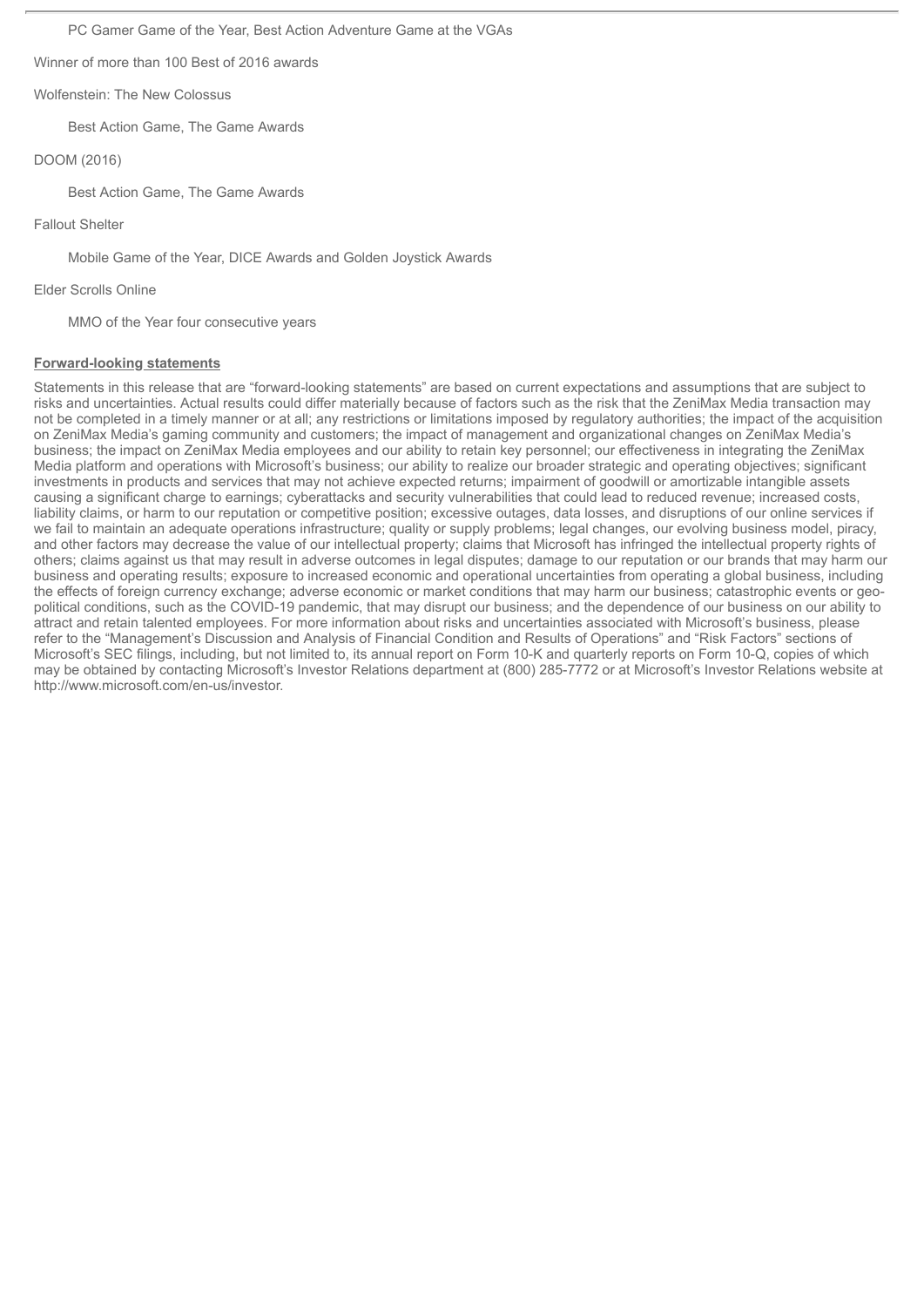PC Gamer Game of the Year, Best Action Adventure Game at the VGAs

Winner of more than 100 Best of 2016 awards

Wolfenstein: The New Colossus

Best Action Game, The Game Awards

DOOM (2016)

Best Action Game, The Game Awards

Fallout Shelter

Mobile Game of the Year, DICE Awards and Golden Joystick Awards

Elder Scrolls Online

MMO of the Year four consecutive years

**Forward-looking statements**

Statements in this release that are "forward-looking statements" are based on current expectations and assumptions that are subject to risks and uncertainties. Actual results could differ materially because of factors such as the risk that the ZeniMax Media transaction may not be completed in a timely manner or at all; any restrictions or limitations imposed by regulatory authorities; the impact of the acquisition on ZeniMax Media's gaming community and customers; the impact of management and organizational changes on ZeniMax Media's business; the impact on ZeniMax Media employees and our ability to retain key personnel; our effectiveness in integrating the ZeniMax Media platform and operations with Microsoft's business; our ability to realize our broader strategic and operating objectives; significant investments in products and services that may not achieve expected returns; impairment of goodwill or amortizable intangible assets causing a significant charge to earnings; cyberattacks and security vulnerabilities that could lead to reduced revenue; increased costs, liability claims, or harm to our reputation or competitive position; excessive outages, data losses, and disruptions of our online services if we fail to maintain an adequate operations infrastructure; quality or supply problems; legal changes, our evolving business model, piracy, and other factors may decrease the value of our intellectual property; claims that Microsoft has infringed the intellectual property rights of others; claims against us that may result in adverse outcomes in legal disputes; damage to our reputation or our brands that may harm our business and operating results; exposure to increased economic and operational uncertainties from operating a global business, including the effects of foreign currency exchange; adverse economic or market conditions that may harm our business; catastrophic events or geo-political conditions, such as the COVID-19 pandemic, that may disrupt our business; and the dependence of our business on our ability to attract and retain talented employees. For more information about risks and uncertainties associated with Microsoft's business, please refer to the "Management's Discussion and Analysis of Financial Condition and Results of Operations" and "Risk Factors" sections of Microsoft's SEC filings, including, but not limited to, its annual report on Form 10-K and quarterly reports on Form 10-Q, copies of which may be obtained by contacting Microsoft's Investor Relations department at (800) 285-7772 or at Microsoft's Investor Relations website at http://www.microsoft.com/en-us/investor.